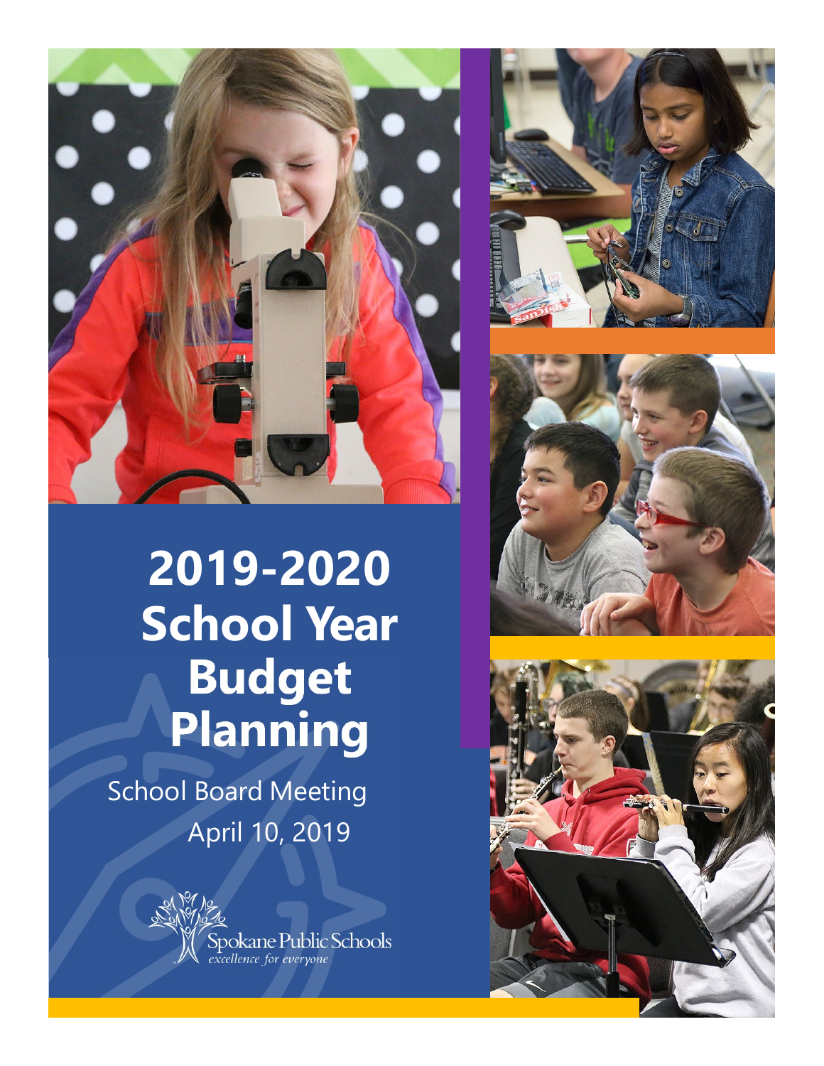# 2019-2020 School Year Budget Planning

School Board Meeting

April 10, 2019

Spokane Public Schools

*excellence for everyone*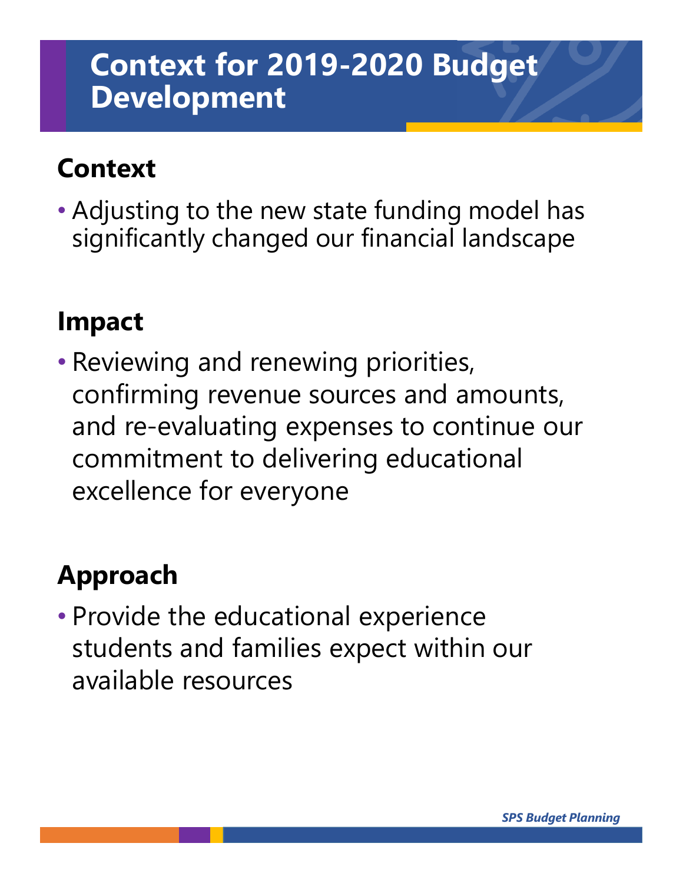# Context for 2019-2020 Budget Development

## Context

- Adjusting to the new state funding model has significantly changed our financial landscape

## Impact

- Reviewing and renewing priorities, confirming revenue sources and amounts, and re-evaluating expenses to continue our commitment to delivering educational excellence for everyone

## Approach

- Provide the educational experience students and families expect within our available resources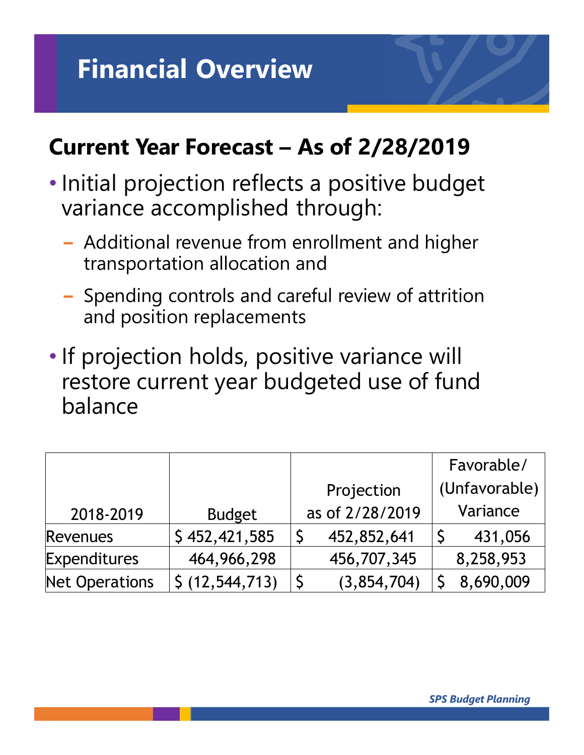# Financial Overview

## Current Year Forecast – As of 2/28/2019

- Initial projection reflects a positive budget variance accomplished through:
  - Additional revenue from enrollment and higher transportation allocation and
  - Spending controls and careful review of attrition and position replacements
- If projection holds, positive variance will restore current year budgeted use of fund balance

| 2018-2019 | Budget | Projection as of 2/28/2019 | Favorable/ (Unfavorable) Variance |
|---|---|---|---|
| Revenues | $ 452,421,585 | $ 452,852,641 | $ 431,056 |
| Expenditures | 464,966,298 | 456,707,345 | 8,258,953 |
| Net Operations | $ (12,544,713) | $ (3,854,704) | $ 8,690,009 |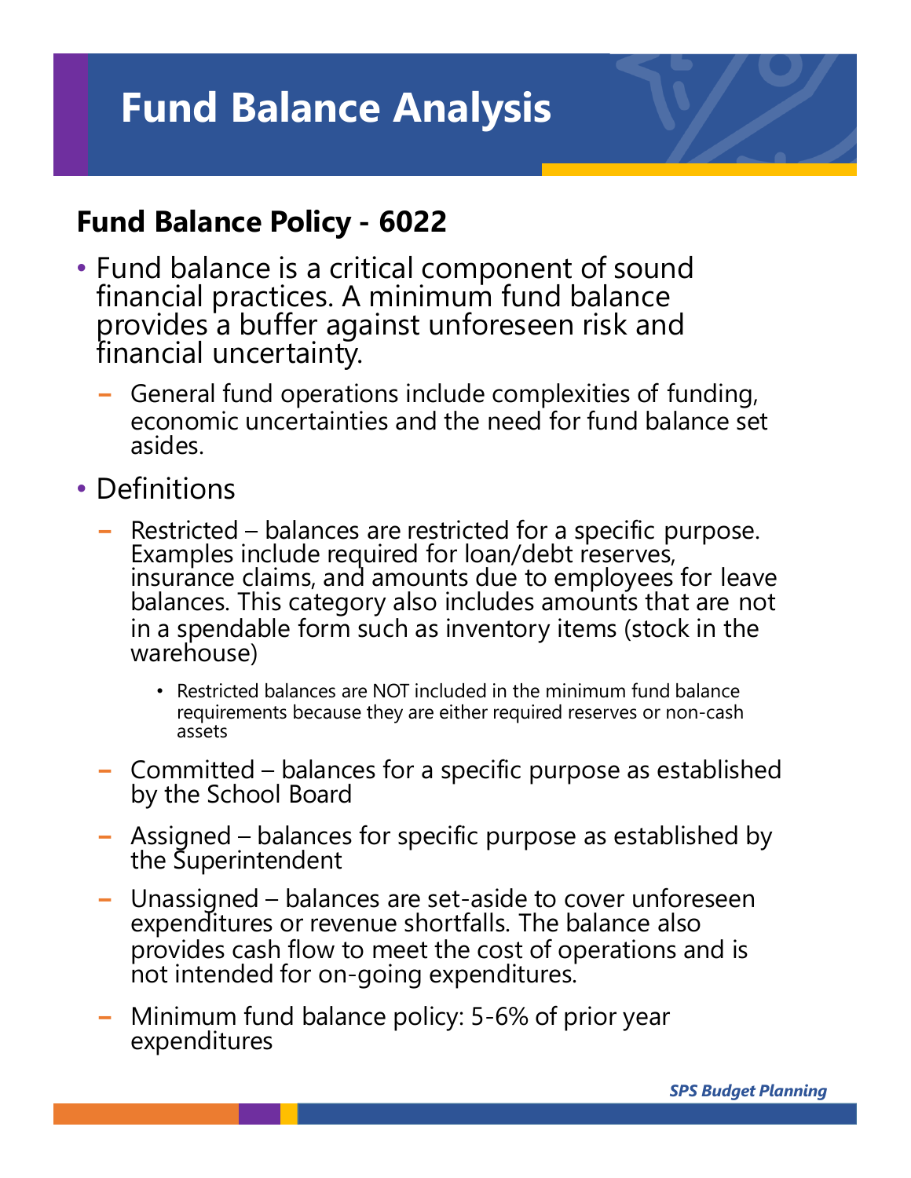# Fund Balance Analysis

## Fund Balance Policy - 6022

- Fund balance is a critical component of sound financial practices. A minimum fund balance provides a buffer against unforeseen risk and financial uncertainty.
  - General fund operations include complexities of funding, economic uncertainties and the need for fund balance set asides.
- Definitions
  - Restricted – balances are restricted for a specific purpose. Examples include required for loan/debt reserves, insurance claims, and amounts due to employees for leave balances. This category also includes amounts that are not in a spendable form such as inventory items (stock in the warehouse)
    - Restricted balances are NOT included in the minimum fund balance requirements because they are either required reserves or non-cash assets
  - Committed – balances for a specific purpose as established by the School Board
  - Assigned – balances for specific purpose as established by the Superintendent
  - Unassigned – balances are set-aside to cover unforeseen expenditures or revenue shortfalls. The balance also provides cash flow to meet the cost of operations and is not intended for on-going expenditures.
  - Minimum fund balance policy: 5-6% of prior year expenditures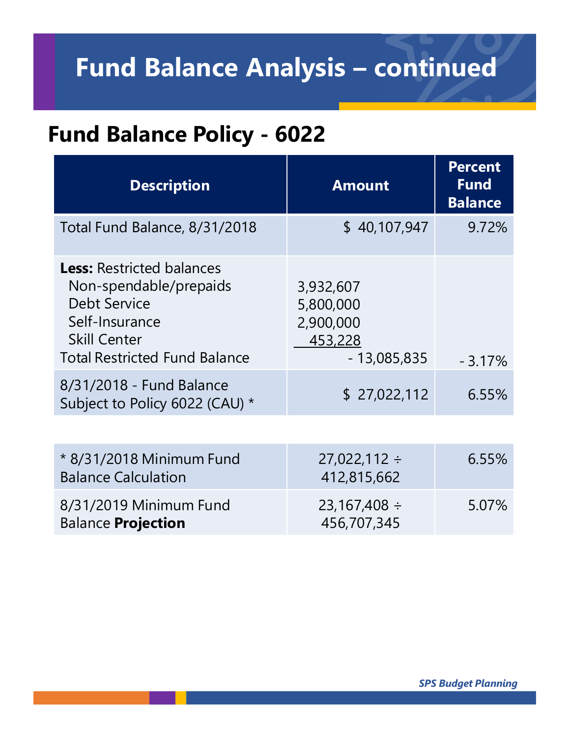# Fund Balance Analysis – continued

## Fund Balance Policy - 6022

| Description | Amount | Percent Fund Balance |
|---|---|---|
| Total Fund Balance, 8/31/2018 | $ 40,107,947 | 9.72% |
| **Less:** Restricted balances<br>Non-spendable/prepaids<br>Debt Service<br>Self-Insurance<br>Skill Center<br>Total Restricted Fund Balance | <br>3,932,607<br>5,800,000<br>2,900,000<br>453,228<br>- 13,085,835 | <br><br><br><br><br>- 3.17% |
| 8/31/2018 - Fund Balance Subject to Policy 6022 (CAU) * | $ 27,022,112 | 6.55% |

| | | |
|---|---|---|
| * 8/31/2018 Minimum Fund Balance Calculation | 27,022,112 ÷ 412,815,662 | 6.55% |
| 8/31/2019 Minimum Fund Balance **Projection** | 23,167,408 ÷ 456,707,345 | 5.07% |

*SPS Budget Planning*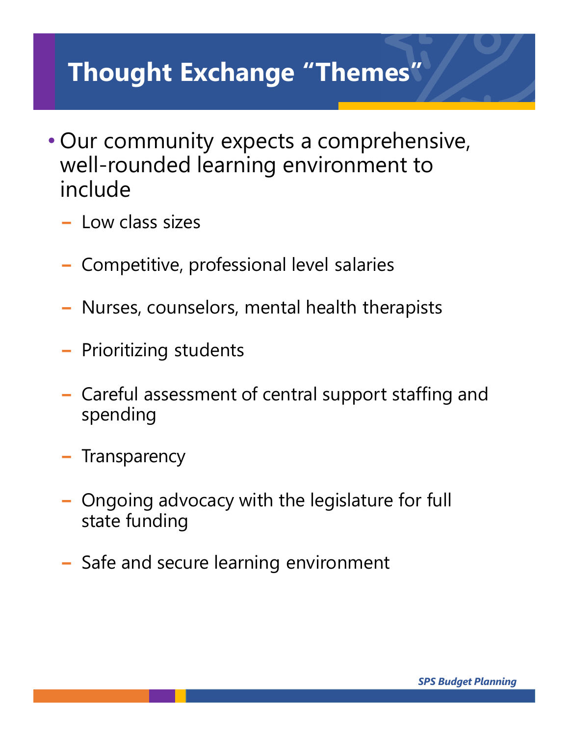# Thought Exchange “Themes”

- Our community expects a comprehensive, well-rounded learning environment to include
  - Low class sizes
  - Competitive, professional level salaries
  - Nurses, counselors, mental health therapists
  - Prioritizing students
  - Careful assessment of central support staffing and spending
  - Transparency
  - Ongoing advocacy with the legislature for full state funding
  - Safe and secure learning environment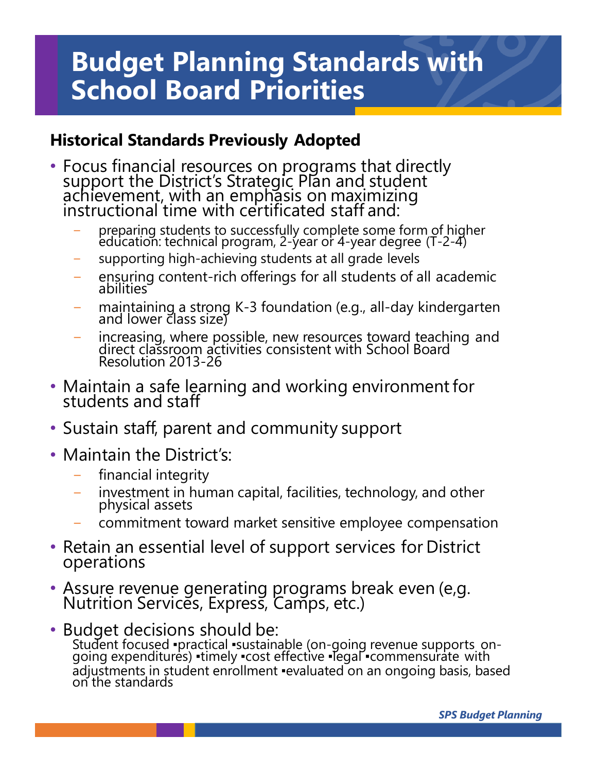# Budget Planning Standards with School Board Priorities

## Historical Standards Previously Adopted

- Focus financial resources on programs that directly support the District's Strategic Plan and student achievement, with an emphasis on maximizing instructional time with certificated staff and:
  - preparing students to successfully complete some form of higher education: technical program, 2-year or 4-year degree (T-2-4)
  - supporting high-achieving students at all grade levels
  - ensuring content-rich offerings for all students of all academic abilities
  - maintaining a strong K-3 foundation (e.g., all-day kindergarten and lower class size)
  - increasing, where possible, new resources toward teaching and direct classroom activities consistent with School Board Resolution 2013-26
- Maintain a safe learning and working environment for students and staff
- Sustain staff, parent and community support
- Maintain the District's:
  - financial integrity
  - investment in human capital, facilities, technology, and other physical assets
  - commitment toward market sensitive employee compensation
- Retain an essential level of support services for District operations
- Assure revenue generating programs break even (e,g. Nutrition Services, Express, Camps, etc.)
- Budget decisions should be:
  Student focused ▪practical ▪sustainable (on-going revenue supports on-going expenditures) ▪timely ▪cost effective ▪legal ▪commensurate with adjustments in student enrollment ▪evaluated on an ongoing basis, based on the standards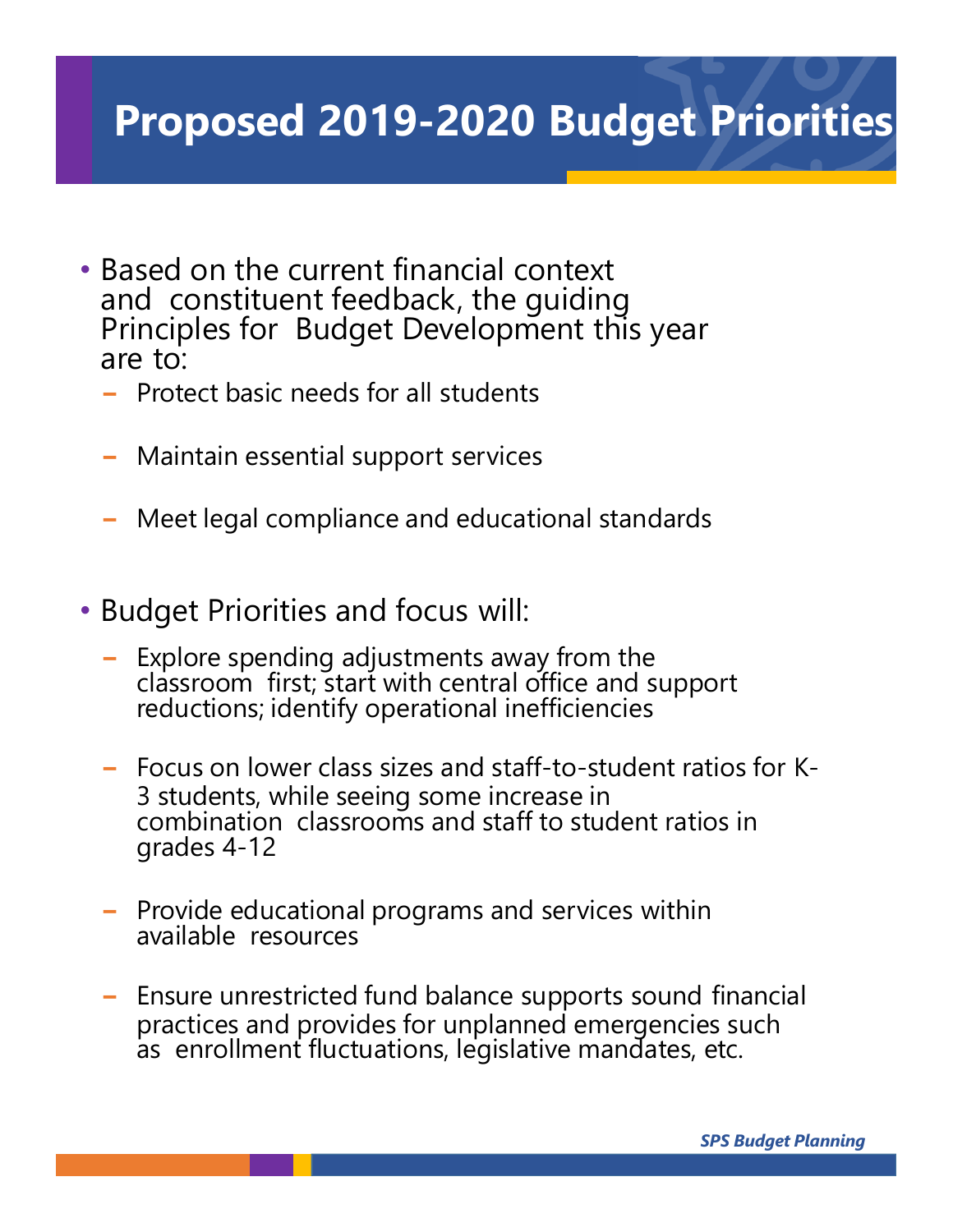# Proposed 2019-2020 Budget Priorities

- Based on the current financial context and constituent feedback, the guiding Principles for Budget Development this year are to:
  - Protect basic needs for all students
  - Maintain essential support services
  - Meet legal compliance and educational standards

- Budget Priorities and focus will:
  - Explore spending adjustments away from the classroom first; start with central office and support reductions; identify operational inefficiencies
  - Focus on lower class sizes and staff-to-student ratios for K-3 students, while seeing some increase in combination classrooms and staff to student ratios in grades 4-12
  - Provide educational programs and services within available resources
  - Ensure unrestricted fund balance supports sound financial practices and provides for unplanned emergencies such as enrollment fluctuations, legislative mandates, etc.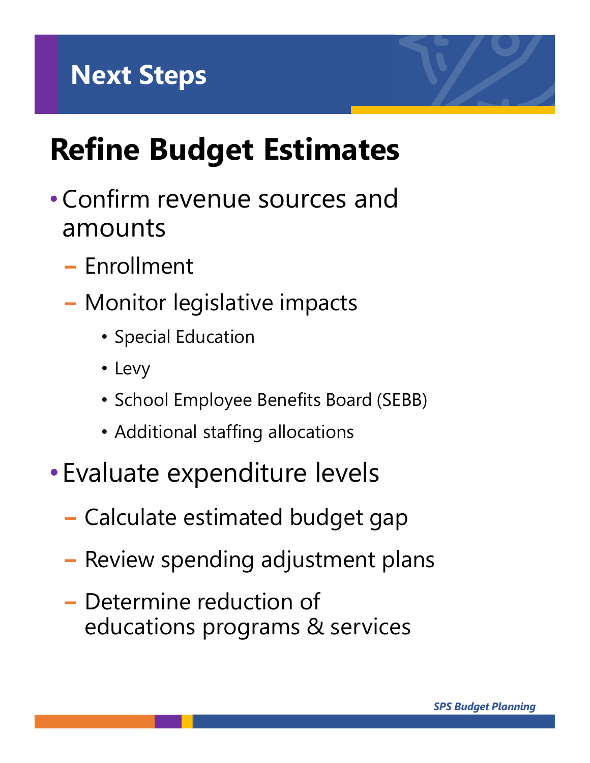## Next Steps

# Refine Budget Estimates

- Confirm revenue sources and amounts
  - Enrollment
  - Monitor legislative impacts
    - Special Education
    - Levy
    - School Employee Benefits Board (SEBB)
    - Additional staffing allocations
- Evaluate expenditure levels
  - Calculate estimated budget gap
  - Review spending adjustment plans
  - Determine reduction of educations programs & services